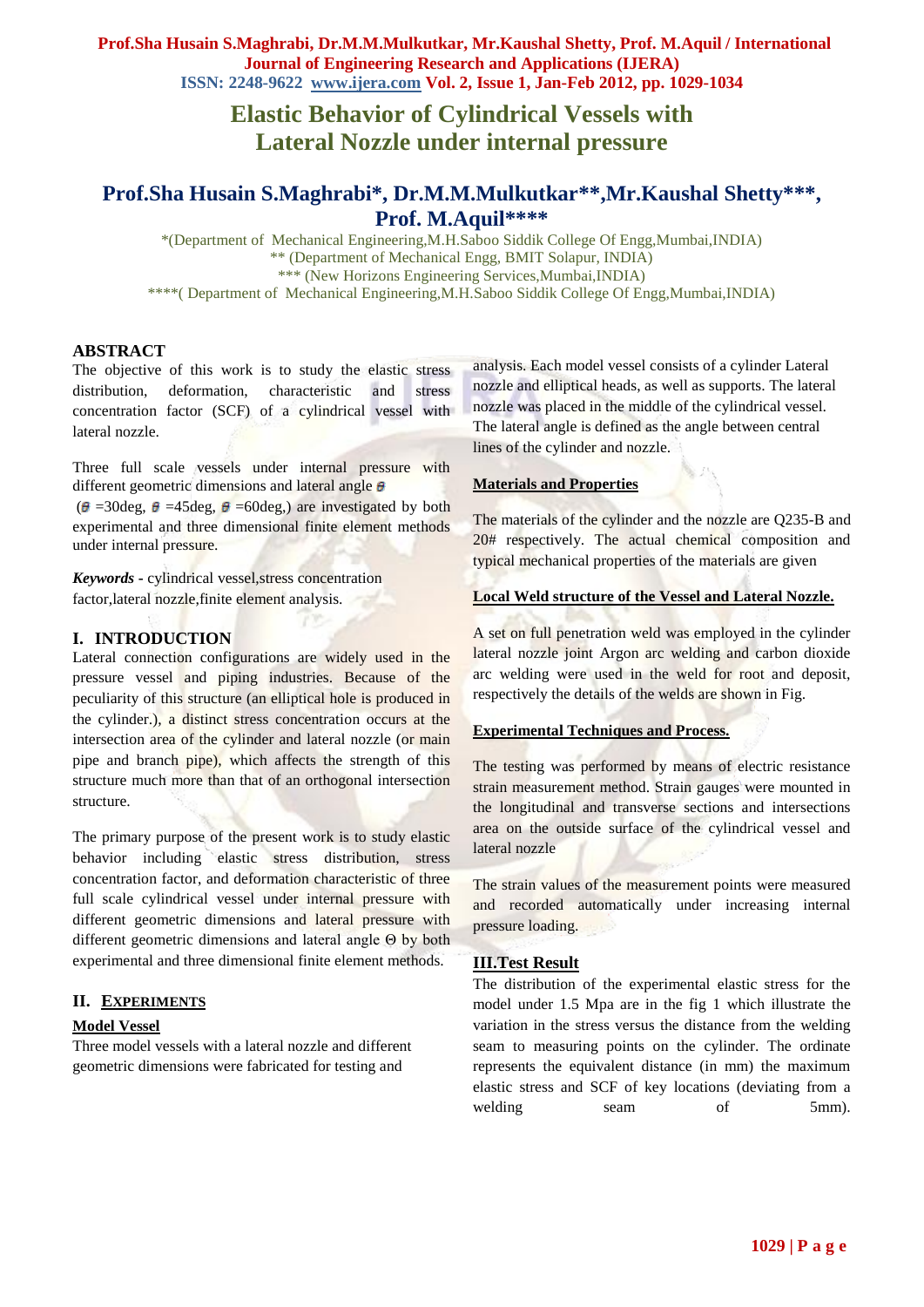# Elastic Behavior of Cylindrical Vessels with Lateral Nozzle under internal pressure

## Prof.Sha Husain S.Maghrabi*, Dr.M.M.Mulkutkar**,Mr.Kaushal Shetty***, Prof. M.Aquil****

*(Department of Mechanical Engineering,M.H.Saboo Siddik College Of Engg,Mumbai,INDIA)
** (Department of Mechanical Engg, BMIT Solapur, INDIA)
*** (New Horizons Engineering Services,Mumbai,INDIA)
****( Department of Mechanical Engineering,M.H.Saboo Siddik College Of Engg,Mumbai,INDIA)

### ABSTRACT

The objective of this work is to study the elastic stress distribution, deformation, characteristic and stress concentration factor (SCF) of a cylindrical vessel with lateral nozzle.

Three full scale vessels under internal pressure with different geometric dimensions and lateral angle $\theta$ ($\theta$ =30deg, $\theta$ =45deg, $\theta$ =60deg,) are investigated by both experimental and three dimensional finite element methods under internal pressure.

***Keywords*** - cylindrical vessel,stress concentration factor,lateral nozzle,finite element analysis.

### I. INTRODUCTION

Lateral connection configurations are widely used in the pressure vessel and piping industries. Because of the peculiarity of this structure (an elliptical hole is produced in the cylinder.), a distinct stress concentration occurs at the intersection area of the cylinder and lateral nozzle (or main pipe and branch pipe), which affects the strength of this structure much more than that of an orthogonal intersection structure.

The primary purpose of the present work is to study elastic behavior including elastic stress distribution, stress concentration factor, and deformation characteristic of three full scale cylindrical vessel under internal pressure with different geometric dimensions and lateral pressure with different geometric dimensions and lateral angle Θ by both experimental and three dimensional finite element methods.

### II. EXPERIMENTS

**Model Vessel**

Three model vessels with a lateral nozzle and different geometric dimensions were fabricated for testing and analysis. Each model vessel consists of a cylinder Lateral nozzle and elliptical heads, as well as supports. The lateral nozzle was placed in the middle of the cylindrical vessel. The lateral angle is defined as the angle between central lines of the cylinder and nozzle.

**Materials and Properties**

The materials of the cylinder and the nozzle are Q235-B and 20# respectively. The actual chemical composition and typical mechanical properties of the materials are given

**Local Weld structure of the Vessel and Lateral Nozzle.**

A set on full penetration weld was employed in the cylinder lateral nozzle joint Argon arc welding and carbon dioxide arc welding were used in the weld for root and deposit, respectively the details of the welds are shown in Fig.

**Experimental Techniques and Process.**

The testing was performed by means of electric resistance strain measurement method. Strain gauges were mounted in the longitudinal and transverse sections and intersections area on the outside surface of the cylindrical vessel and lateral nozzle

The strain values of the measurement points were measured and recorded automatically under increasing internal pressure loading.

### III.Test Result

The distribution of the experimental elastic stress for the model under 1.5 Mpa are in the fig 1 which illustrate the variation in the stress versus the distance from the welding seam to measuring points on the cylinder. The ordinate represents the equivalent distance (in mm) the maximum elastic stress and SCF of key locations (deviating from a welding seam of 5mm).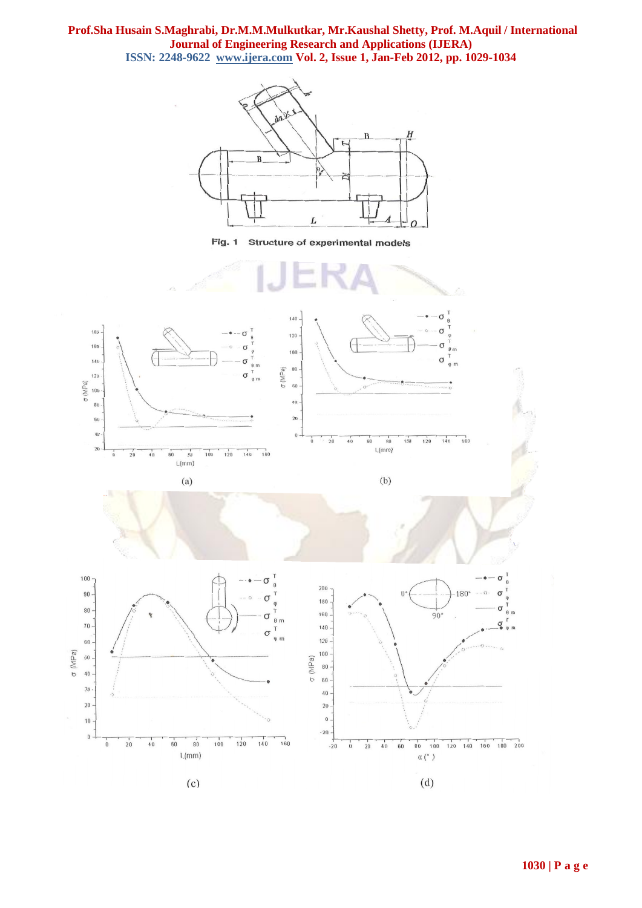Fig. 1 Structure of experimental models

(a)

(b)

(c)

(d)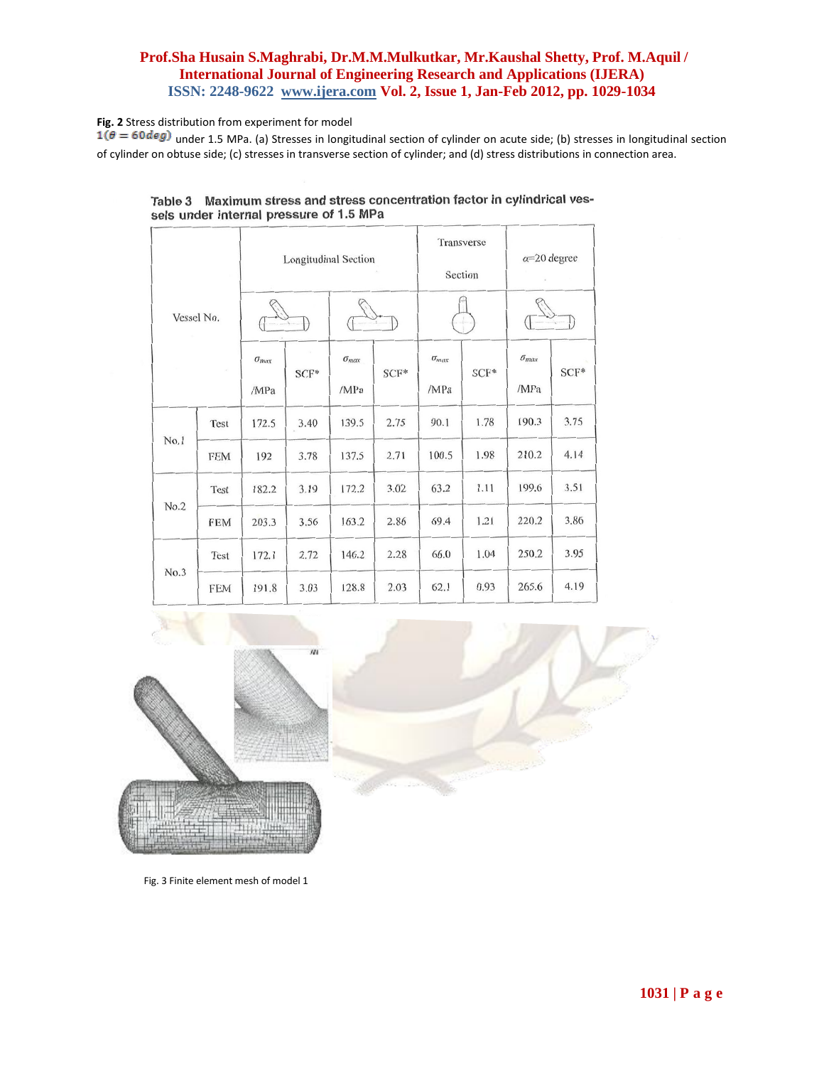**Fig. 2** Stress distribution from experiment for model $1(\theta = 60deg)$ under 1.5 MPa. (a) Stresses in longitudinal section of cylinder on acute side; (b) stresses in longitudinal section of cylinder on obtuse side; (c) stresses in transverse section of cylinder; and (d) stress distributions in connection area.

Table 3 Maximum stress and stress concentration factor in cylindrical vessels under internal pressure of 1.5 MPa

| Vessel No. | | Longitudinal Section | | | | Transverse Section | | $\alpha$=20 degree | |
|---|---|---|---|---|---|---|---|---|---|
| | | $\sigma_{max}$ /MPa | SCF* | $\sigma_{max}$ /MPa | SCF* | $\sigma_{max}$ /MPa | SCF* | $\sigma_{max}$ /MPa | SCF* |
| No.1 | Test | 172.5 | 3.40 | 139.5 | 2.75 | 90.1 | 1.78 | 190.3 | 3.75 |
| | FEM | 192 | 3.78 | 137.5 | 2.71 | 100.5 | 1.98 | 210.2 | 4.14 |
| No.2 | Test | 182.2 | 3.19 | 172.2 | 3.02 | 63.2 | 1.11 | 199.6 | 3.51 |
| | FEM | 203.3 | 3.56 | 163.2 | 2.86 | 69.4 | 1.21 | 220.2 | 3.86 |
| No.3 | Test | 172.1 | 2.72 | 146.2 | 2.28 | 66.0 | 1.04 | 250.2 | 3.95 |
| | FEM | 191.8 | 3.03 | 128.8 | 2.03 | 62.1 | 0.93 | 265.6 | 4.19 |

Fig. 3 Finite element mesh of model 1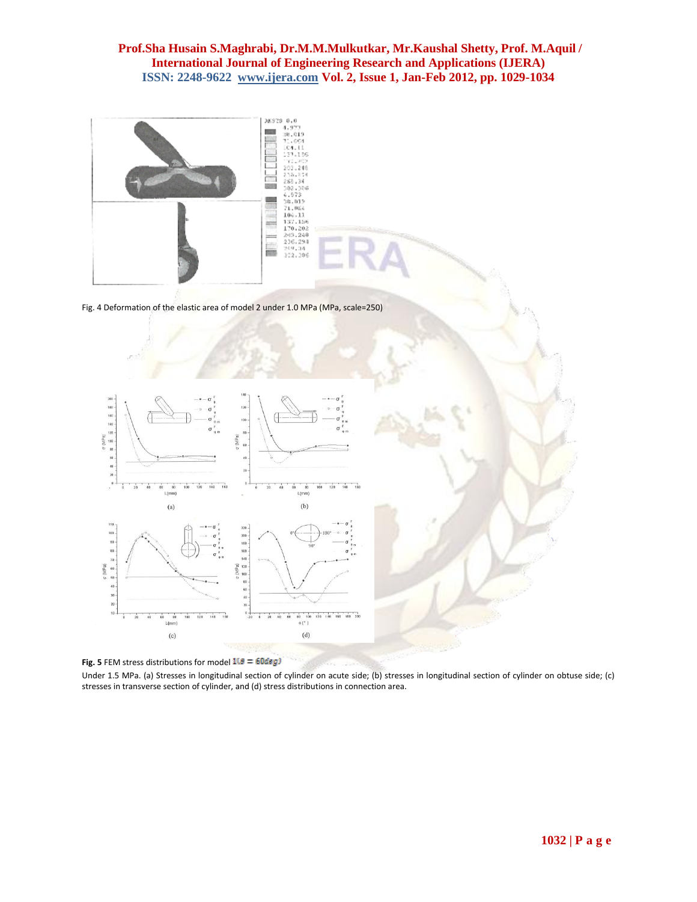Fig. 4 Deformation of the elastic area of model 2 under 1.0 MPa (MPa, scale=250)

**Fig. 5** FEM stress distributions for model $1(\alpha = 60deg)$

Under 1.5 MPa. (a) Stresses in longitudinal section of cylinder on acute side; (b) stresses in longitudinal section of cylinder on obtuse side; (c) stresses in transverse section of cylinder, and (d) stress distributions in connection area.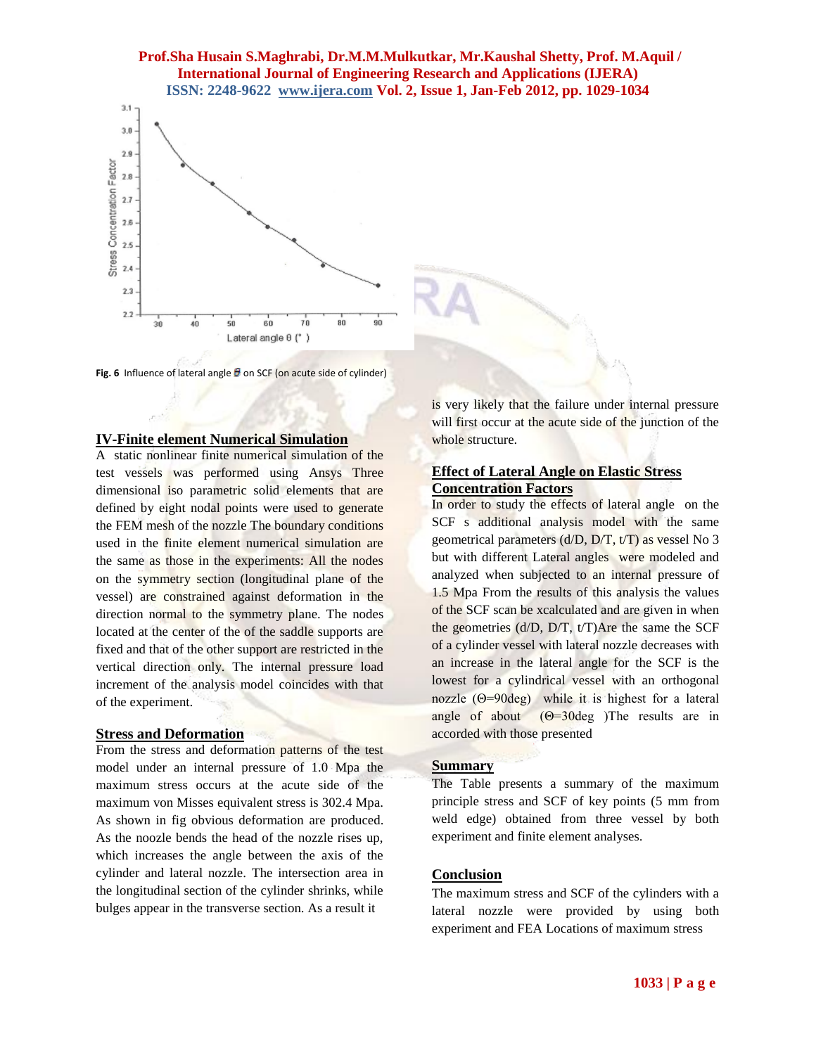Fig. 6 Influence of lateral angle θ on SCF (on acute side of cylinder)

## IV-Finite element Numerical Simulation

A static nonlinear finite numerical simulation of the test vessels was performed using Ansys Three dimensional iso parametric solid elements that are defined by eight nodal points were used to generate the FEM mesh of the nozzle The boundary conditions used in the finite element numerical simulation are the same as those in the experiments: All the nodes on the symmetry section (longitudinal plane of the vessel) are constrained against deformation in the direction normal to the symmetry plane. The nodes located at the center of the of the saddle supports are fixed and that of the other support are restricted in the vertical direction only. The internal pressure load increment of the analysis model coincides with that of the experiment.

## Stress and Deformation

From the stress and deformation patterns of the test model under an internal pressure of 1.0 Mpa the maximum stress occurs at the acute side of the maximum von Misses equivalent stress is 302.4 Mpa. As shown in fig obvious deformation are produced. As the noozle bends the head of the nozzle rises up, which increases the angle between the axis of the cylinder and lateral nozzle. The intersection area in the longitudinal section of the cylinder shrinks, while bulges appear in the transverse section. As a result it is very likely that the failure under internal pressure will first occur at the acute side of the junction of the whole structure.

## Effect of Lateral Angle on Elastic Stress Concentration Factors

In order to study the effects of lateral angle on the SCF s additional analysis model with the same geometrical parameters (d/D, D/T, t/T) as vessel No 3 but with different Lateral angles were modeled and analyzed when subjected to an internal pressure of 1.5 Mpa From the results of this analysis the values of the SCF scan be xcalculated and are given in when the geometries (d/D, D/T, t/T)Are the same the SCF of a cylinder vessel with lateral nozzle decreases with an increase in the lateral angle for the SCF is the lowest for a cylindrical vessel with an orthogonal nozzle (Θ=90deg) while it is highest for a lateral angle of about (Θ=30deg )The results are in accorded with those presented

## Summary

The Table presents a summary of the maximum principle stress and SCF of key points (5 mm from weld edge) obtained from three vessel by both experiment and finite element analyses.

## Conclusion

The maximum stress and SCF of the cylinders with a lateral nozzle were provided by using both experiment and FEA Locations of maximum stress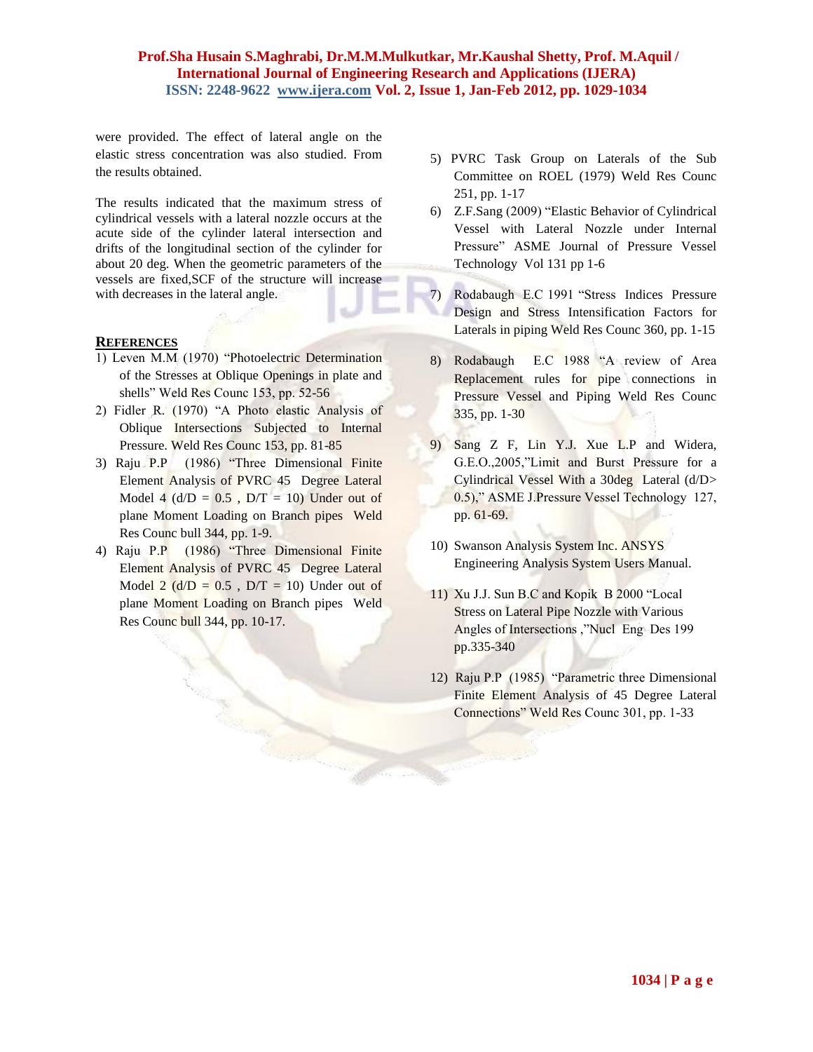were provided. The effect of lateral angle on the elastic stress concentration was also studied. From the results obtained.

The results indicated that the maximum stress of cylindrical vessels with a lateral nozzle occurs at the acute side of the cylinder lateral intersection and drifts of the longitudinal section of the cylinder for about 20 deg. When the geometric parameters of the vessels are fixed,SCF of the structure will increase with decreases in the lateral angle.

## REFERENCES

1) Leven M.M (1970) "Photoelectric Determination of the Stresses at Oblique Openings in plate and shells" Weld Res Counc 153, pp. 52-56
2) Fidler R. (1970) "A Photo elastic Analysis of Oblique Intersections Subjected to Internal Pressure. Weld Res Counc 153, pp. 81-85
3) Raju P.P (1986) "Three Dimensional Finite Element Analysis of PVRC 45 Degree Lateral Model 4 (d/D = 0.5 , D/T = 10) Under out of plane Moment Loading on Branch pipes Weld Res Counc bull 344, pp. 1-9.
4) Raju P.P (1986) "Three Dimensional Finite Element Analysis of PVRC 45 Degree Lateral Model 2 (d/D = 0.5 , D/T = 10) Under out of plane Moment Loading on Branch pipes Weld Res Counc bull 344, pp. 10-17.
5) PVRC Task Group on Laterals of the Sub Committee on ROEL (1979) Weld Res Counc 251, pp. 1-17
6) Z.F.Sang (2009) "Elastic Behavior of Cylindrical Vessel with Lateral Nozzle under Internal Pressure" ASME Journal of Pressure Vessel Technology Vol 131 pp 1-6
7) Rodabaugh E.C 1991 "Stress Indices Pressure Design and Stress Intensification Factors for Laterals in piping Weld Res Counc 360, pp. 1-15
8) Rodabaugh E.C 1988 "A review of Area Replacement rules for pipe connections in Pressure Vessel and Piping Weld Res Counc 335, pp. 1-30
9) Sang Z F, Lin Y.J. Xue L.P and Widera, G.E.O.,2005,"Limit and Burst Pressure for a Cylindrical Vessel With a 30deg Lateral (d/D> 0.5)," ASME J.Pressure Vessel Technology 127, pp. 61-69.
10) Swanson Analysis System Inc. ANSYS Engineering Analysis System Users Manual.
11) Xu J.J. Sun B.C and Kopik B 2000 "Local Stress on Lateral Pipe Nozzle with Various Angles of Intersections ,"Nucl Eng Des 199 pp.335-340
12) Raju P.P (1985) "Parametric three Dimensional Finite Element Analysis of 45 Degree Lateral Connections" Weld Res Counc 301, pp. 1-33